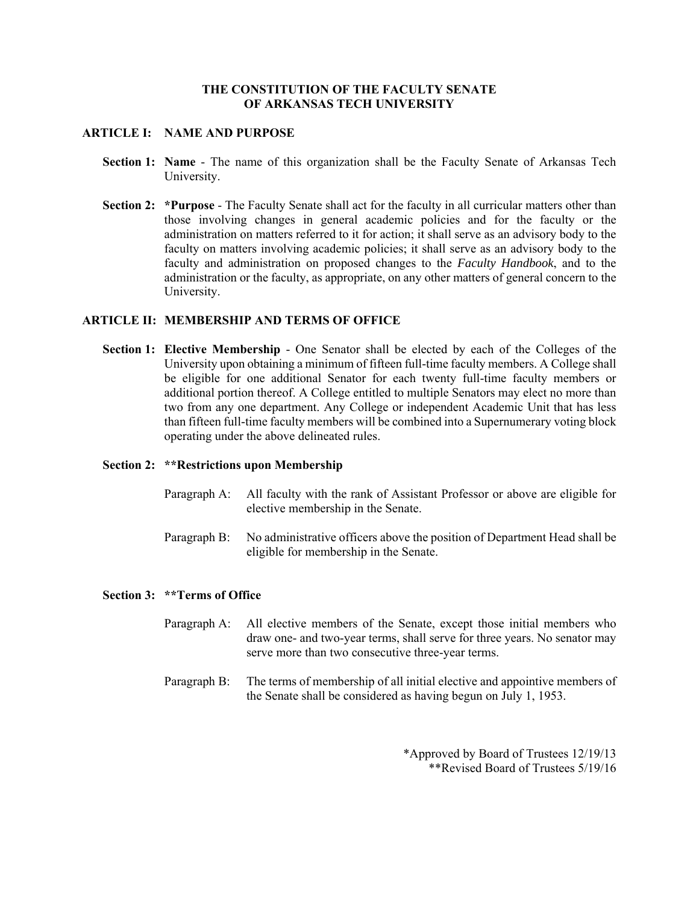# THE CONSTITUTION OF THE FACULTY SENATE OF ARKANSAS TECH UNIVERSITY

## ARTICLE I: NAME AND PURPOSE

**Section 1: Name** - The name of this organization shall be the Faculty Senate of Arkansas Tech University.

**Section 2: *Purpose** - The Faculty Senate shall act for the faculty in all curricular matters other than those involving changes in general academic policies and for the faculty or the administration on matters referred to it for action; it shall serve as an advisory body to the faculty on matters involving academic policies; it shall serve as an advisory body to the faculty and administration on proposed changes to the *Faculty Handbook*, and to the administration or the faculty, as appropriate, on any other matters of general concern to the University.

## ARTICLE II: MEMBERSHIP AND TERMS OF OFFICE

**Section 1: Elective Membership** - One Senator shall be elected by each of the Colleges of the University upon obtaining a minimum of fifteen full-time faculty members. A College shall be eligible for one additional Senator for each twenty full-time faculty members or additional portion thereof. A College entitled to multiple Senators may elect no more than two from any one department. Any College or independent Academic Unit that has less than fifteen full-time faculty members will be combined into a Supernumerary voting block operating under the above delineated rules.

**Section 2: **Restrictions upon Membership**

Paragraph A: All faculty with the rank of Assistant Professor or above are eligible for elective membership in the Senate.

Paragraph B: No administrative officers above the position of Department Head shall be eligible for membership in the Senate.

**Section 3: **Terms of Office**

Paragraph A: All elective members of the Senate, except those initial members who draw one- and two-year terms, shall serve for three years. No senator may serve more than two consecutive three-year terms.

Paragraph B: The terms of membership of all initial elective and appointive members of the Senate shall be considered as having begun on July 1, 1953.

*Approved by Board of Trustees 12/19/13
**Revised Board of Trustees 5/19/16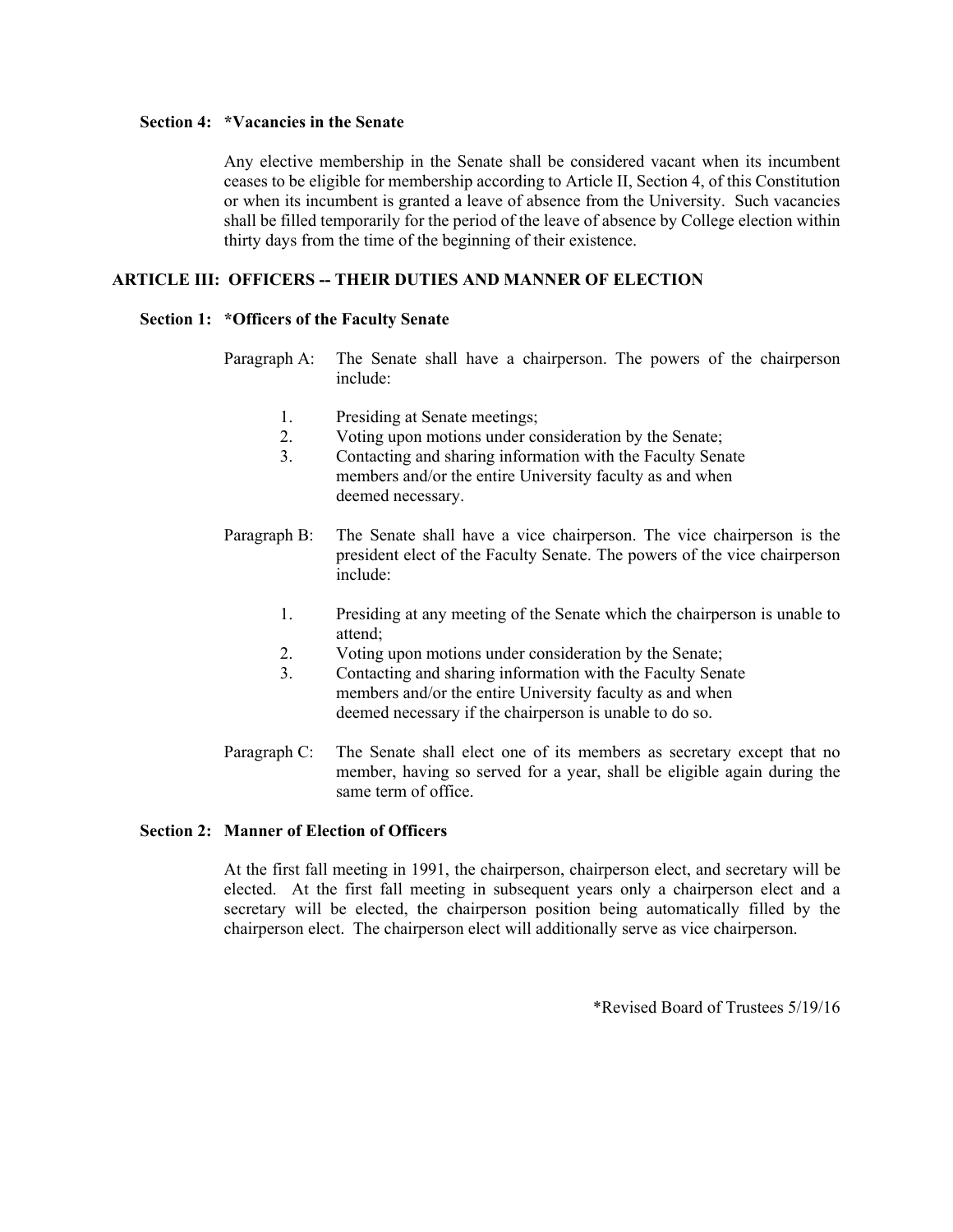**Section 4: \*Vacancies in the Senate**

Any elective membership in the Senate shall be considered vacant when its incumbent ceases to be eligible for membership according to Article II, Section 4, of this Constitution or when its incumbent is granted a leave of absence from the University. Such vacancies shall be filled temporarily for the period of the leave of absence by College election within thirty days from the time of the beginning of their existence.

## ARTICLE III: OFFICERS -- THEIR DUTIES AND MANNER OF ELECTION

**Section 1: \*Officers of the Faculty Senate**

Paragraph A: The Senate shall have a chairperson. The powers of the chairperson include:

1. Presiding at Senate meetings;
2. Voting upon motions under consideration by the Senate;
3. Contacting and sharing information with the Faculty Senate members and/or the entire University faculty as and when deemed necessary.

Paragraph B: The Senate shall have a vice chairperson. The vice chairperson is the president elect of the Faculty Senate. The powers of the vice chairperson include:

1. Presiding at any meeting of the Senate which the chairperson is unable to attend;
2. Voting upon motions under consideration by the Senate;
3. Contacting and sharing information with the Faculty Senate members and/or the entire University faculty as and when deemed necessary if the chairperson is unable to do so.

Paragraph C: The Senate shall elect one of its members as secretary except that no member, having so served for a year, shall be eligible again during the same term of office.

**Section 2: Manner of Election of Officers**

At the first fall meeting in 1991, the chairperson, chairperson elect, and secretary will be elected. At the first fall meeting in subsequent years only a chairperson elect and a secretary will be elected, the chairperson position being automatically filled by the chairperson elect. The chairperson elect will additionally serve as vice chairperson.

\*Revised Board of Trustees 5/19/16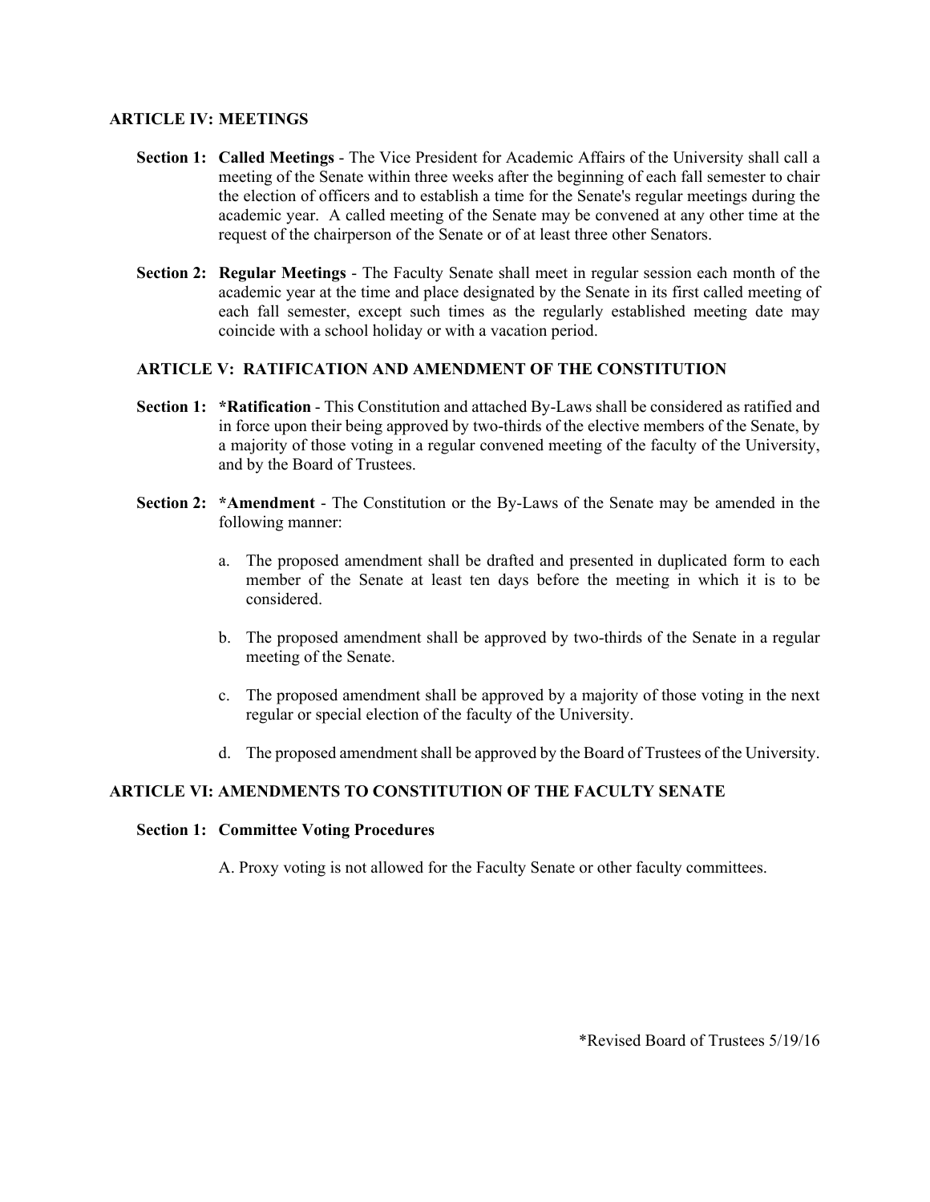## ARTICLE IV: MEETINGS

**Section 1: Called Meetings** - The Vice President for Academic Affairs of the University shall call a meeting of the Senate within three weeks after the beginning of each fall semester to chair the election of officers and to establish a time for the Senate's regular meetings during the academic year. A called meeting of the Senate may be convened at any other time at the request of the chairperson of the Senate or of at least three other Senators.

**Section 2: Regular Meetings** - The Faculty Senate shall meet in regular session each month of the academic year at the time and place designated by the Senate in its first called meeting of each fall semester, except such times as the regularly established meeting date may coincide with a school holiday or with a vacation period.

## ARTICLE V: RATIFICATION AND AMENDMENT OF THE CONSTITUTION

**Section 1: *Ratification** - This Constitution and attached By-Laws shall be considered as ratified and in force upon their being approved by two-thirds of the elective members of the Senate, by a majority of those voting in a regular convened meeting of the faculty of the University, and by the Board of Trustees.

**Section 2: *Amendment** - The Constitution or the By-Laws of the Senate may be amended in the following manner:

a. The proposed amendment shall be drafted and presented in duplicated form to each member of the Senate at least ten days before the meeting in which it is to be considered.

b. The proposed amendment shall be approved by two-thirds of the Senate in a regular meeting of the Senate.

c. The proposed amendment shall be approved by a majority of those voting in the next regular or special election of the faculty of the University.

d. The proposed amendment shall be approved by the Board of Trustees of the University.

## ARTICLE VI: AMENDMENTS TO CONSTITUTION OF THE FACULTY SENATE

**Section 1: Committee Voting Procedures**

A. Proxy voting is not allowed for the Faculty Senate or other faculty committees.

*Revised Board of Trustees 5/19/16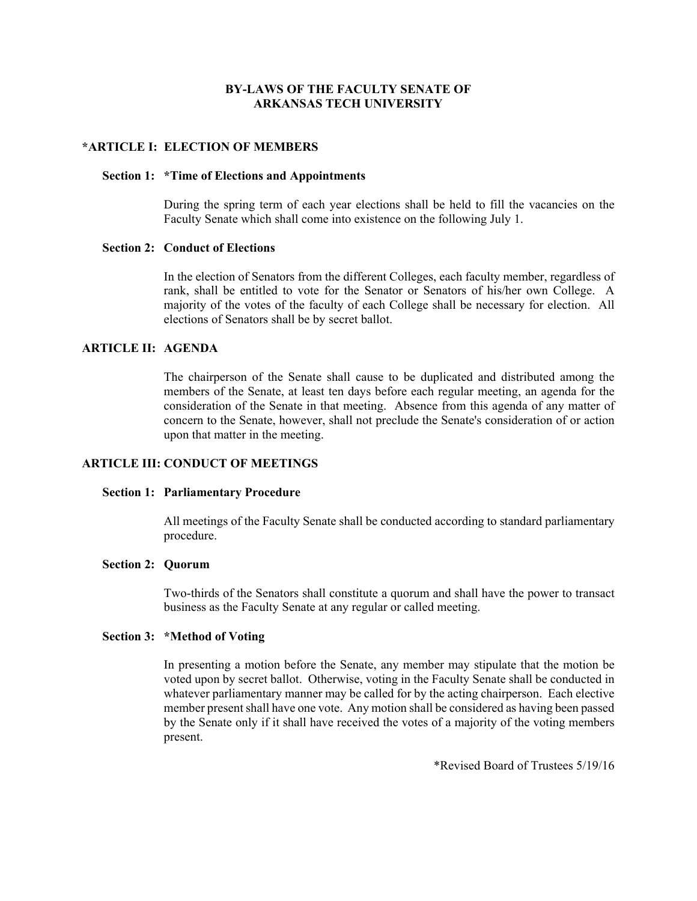# BY-LAWS OF THE FACULTY SENATE OF ARKANSAS TECH UNIVERSITY

## *ARTICLE I: ELECTION OF MEMBERS

### Section 1: *Time of Elections and Appointments

During the spring term of each year elections shall be held to fill the vacancies on the Faculty Senate which shall come into existence on the following July 1.

### Section 2: Conduct of Elections

In the election of Senators from the different Colleges, each faculty member, regardless of rank, shall be entitled to vote for the Senator or Senators of his/her own College. A majority of the votes of the faculty of each College shall be necessary for election. All elections of Senators shall be by secret ballot.

## ARTICLE II: AGENDA

The chairperson of the Senate shall cause to be duplicated and distributed among the members of the Senate, at least ten days before each regular meeting, an agenda for the consideration of the Senate in that meeting. Absence from this agenda of any matter of concern to the Senate, however, shall not preclude the Senate's consideration of or action upon that matter in the meeting.

## ARTICLE III: CONDUCT OF MEETINGS

### Section 1: Parliamentary Procedure

All meetings of the Faculty Senate shall be conducted according to standard parliamentary procedure.

### Section 2: Quorum

Two-thirds of the Senators shall constitute a quorum and shall have the power to transact business as the Faculty Senate at any regular or called meeting.

### Section 3: *Method of Voting

In presenting a motion before the Senate, any member may stipulate that the motion be voted upon by secret ballot. Otherwise, voting in the Faculty Senate shall be conducted in whatever parliamentary manner may be called for by the acting chairperson. Each elective member present shall have one vote. Any motion shall be considered as having been passed by the Senate only if it shall have received the votes of a majority of the voting members present.

*Revised Board of Trustees 5/19/16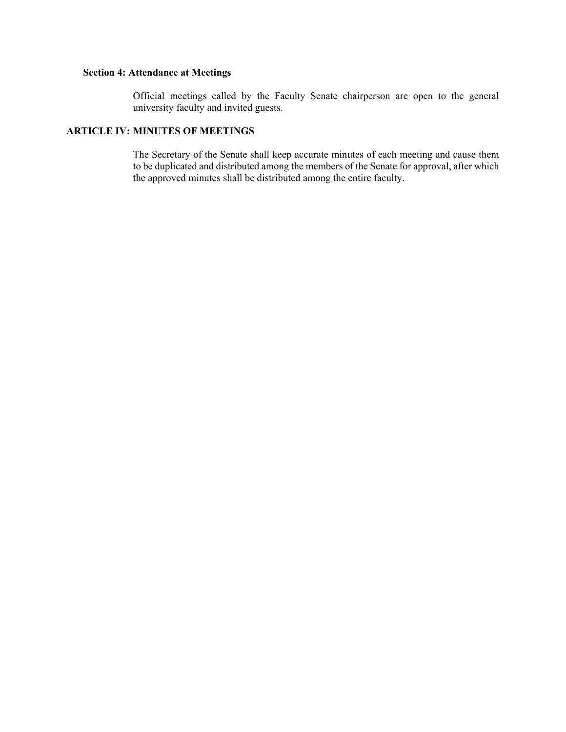### Section 4: Attendance at Meetings

Official meetings called by the Faculty Senate chairperson are open to the general university faculty and invited guests.

## ARTICLE IV: MINUTES OF MEETINGS

The Secretary of the Senate shall keep accurate minutes of each meeting and cause them to be duplicated and distributed among the members of the Senate for approval, after which the approved minutes shall be distributed among the entire faculty.